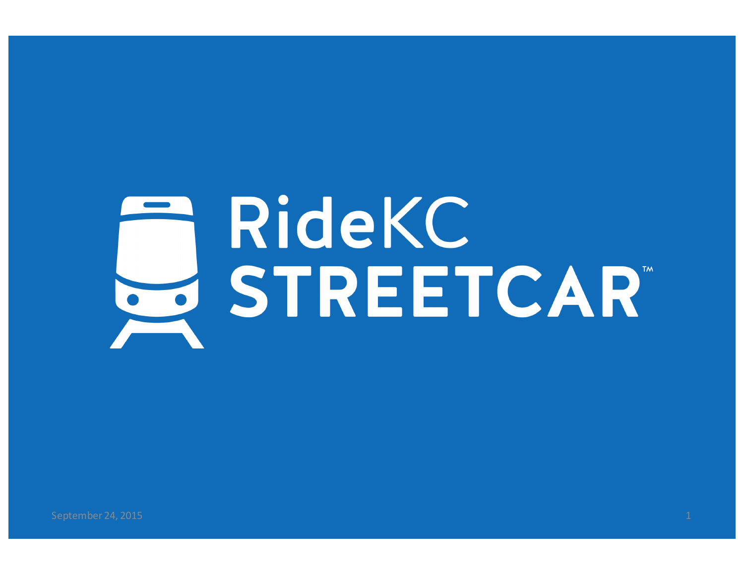# RideKC STREETCAR™

September 24, 2015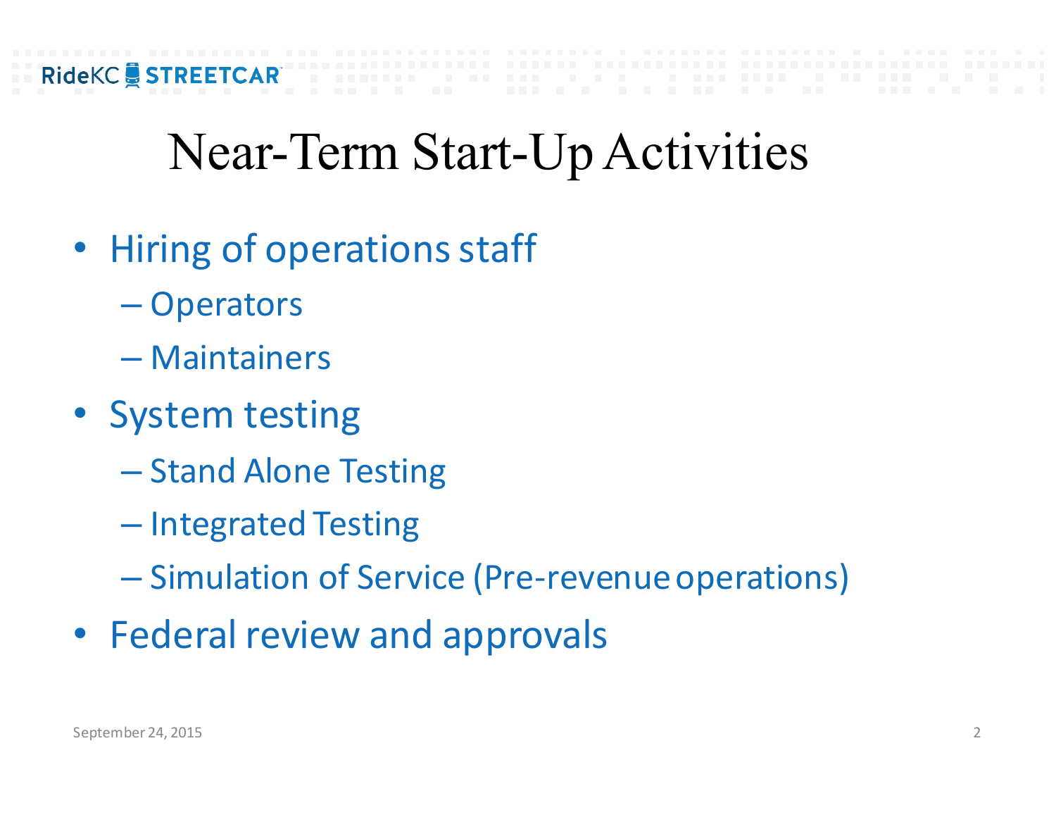# Near-Term Start-Up Activities

- Hiring of operations staff
  - Operators
  - Maintainers
- System testing
  - Stand Alone Testing
  - Integrated Testing
  - Simulation of Service (Pre-revenue operations)
- Federal review and approvals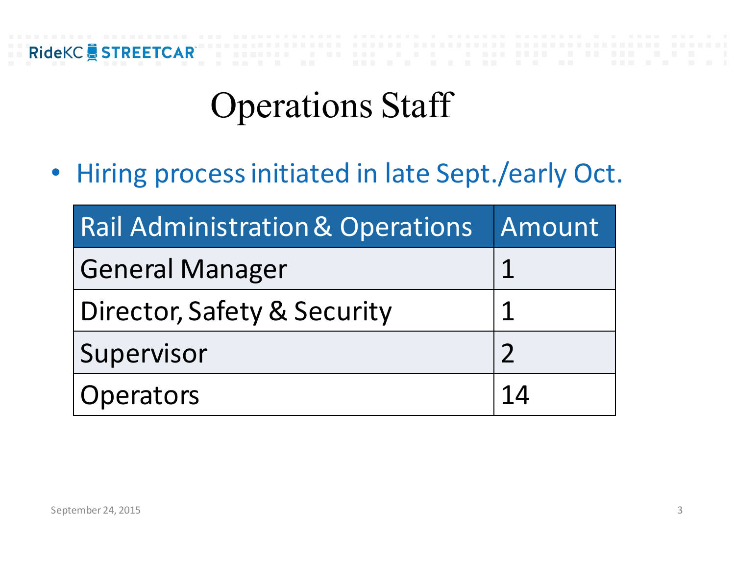# Operations Staff

- Hiring process initiated in late Sept./early Oct.

| Rail Administration & Operations | Amount |
| --- | --- |
| General Manager | 1 |
| Director, Safety & Security | 1 |
| Supervisor | 2 |
| Operators | 14 |

September 24, 2015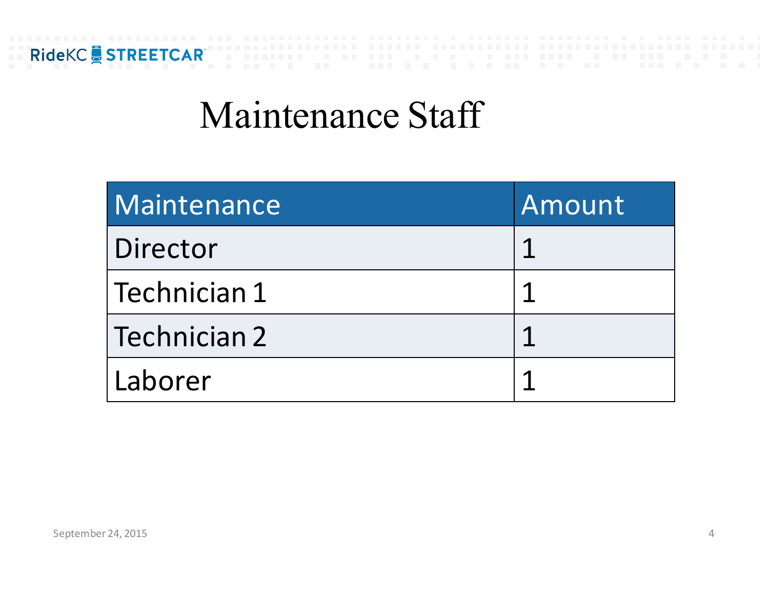# Maintenance Staff

| Maintenance | Amount |
|---|---|
| Director | 1 |
| Technician 1 | 1 |
| Technician 2 | 1 |
| Laborer | 1 |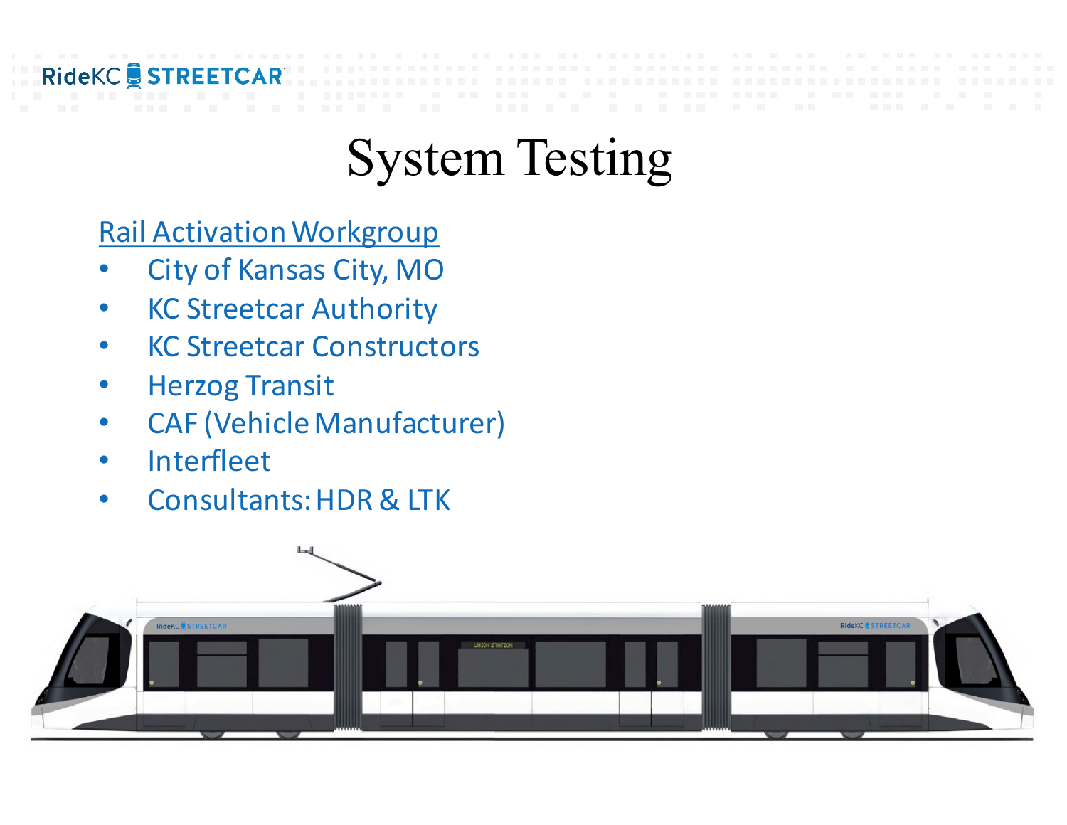# System Testing

Rail Activation Workgroup

- City of Kansas City, MO
- KC Streetcar Authority
- KC Streetcar Constructors
- Herzog Transit
- CAF (Vehicle Manufacturer)
- Interfleet
- Consultants: HDR & LTK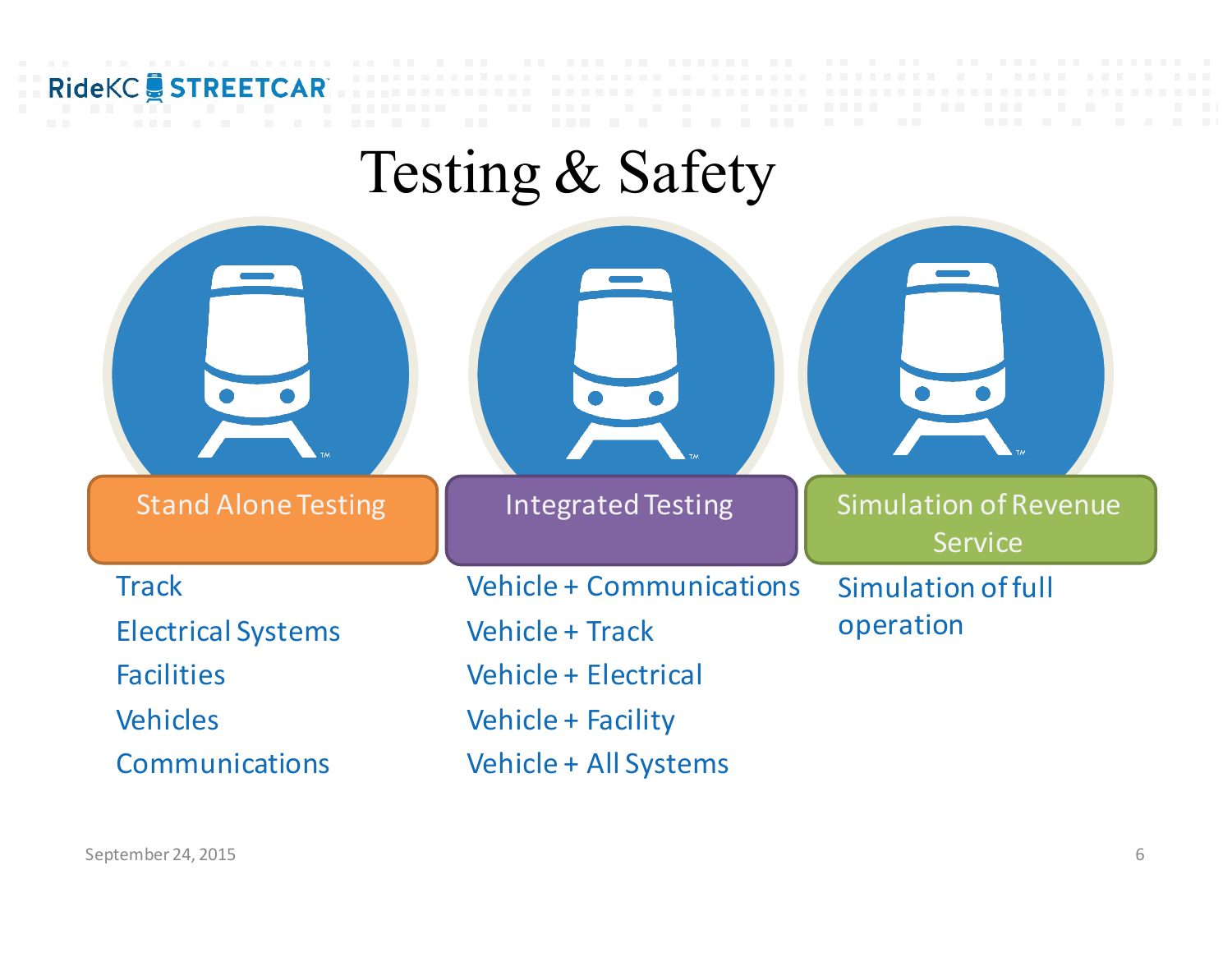# Testing & Safety

## Stand Alone Testing

- Track
- Electrical Systems
- Facilities
- Vehicles
- Communications

## Integrated Testing

- Vehicle + Communications
- Vehicle + Track
- Vehicle + Electrical
- Vehicle + Facility
- Vehicle + All Systems

## Simulation of Revenue Service

- Simulation of full operation

September 24, 2015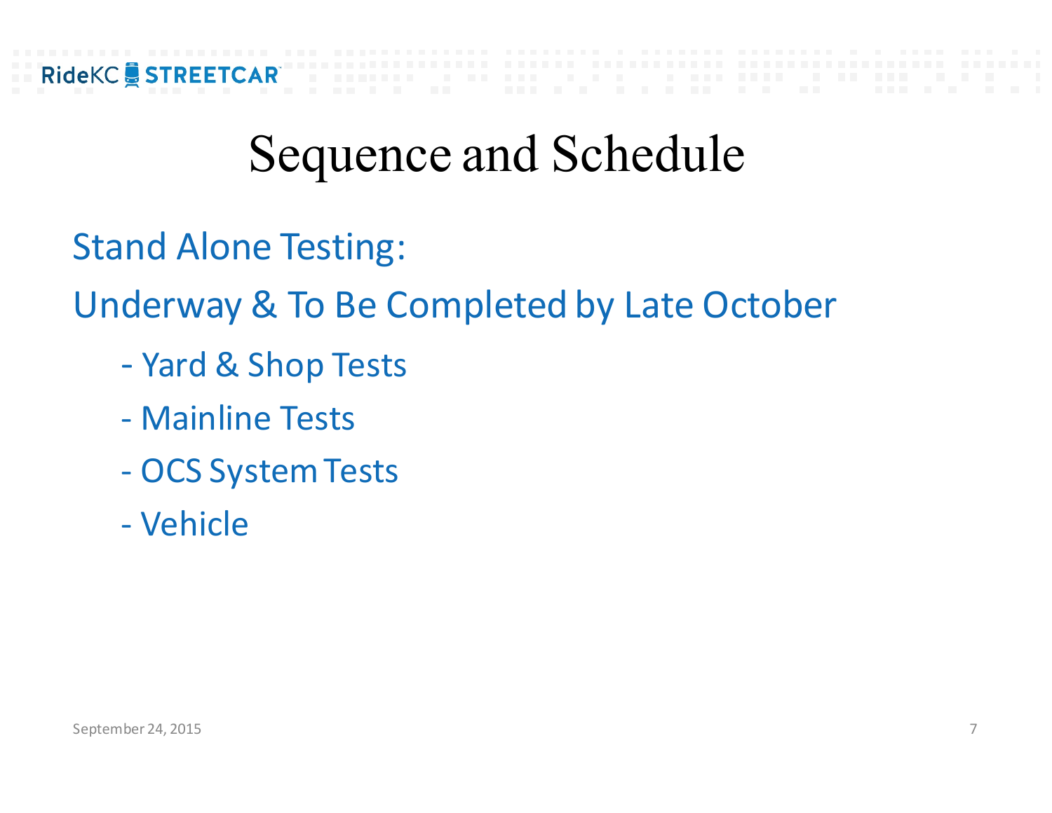# Sequence and Schedule

Stand Alone Testing:

Underway & To Be Completed by Late October

- Yard & Shop Tests
- Mainline Tests
- OCS System Tests
- Vehicle

September 24, 2015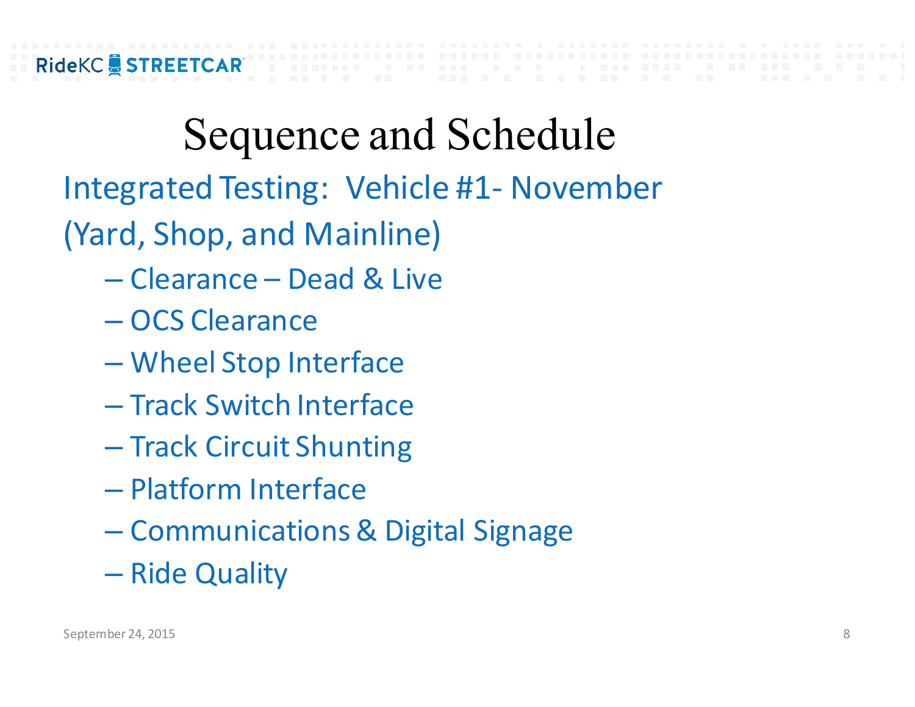# Sequence and Schedule

Integrated Testing: Vehicle #1- November

(Yard, Shop, and Mainline)

- Clearance – Dead & Live
- OCS Clearance
- Wheel Stop Interface
- Track Switch Interface
- Track Circuit Shunting
- Platform Interface
- Communications & Digital Signage
- Ride Quality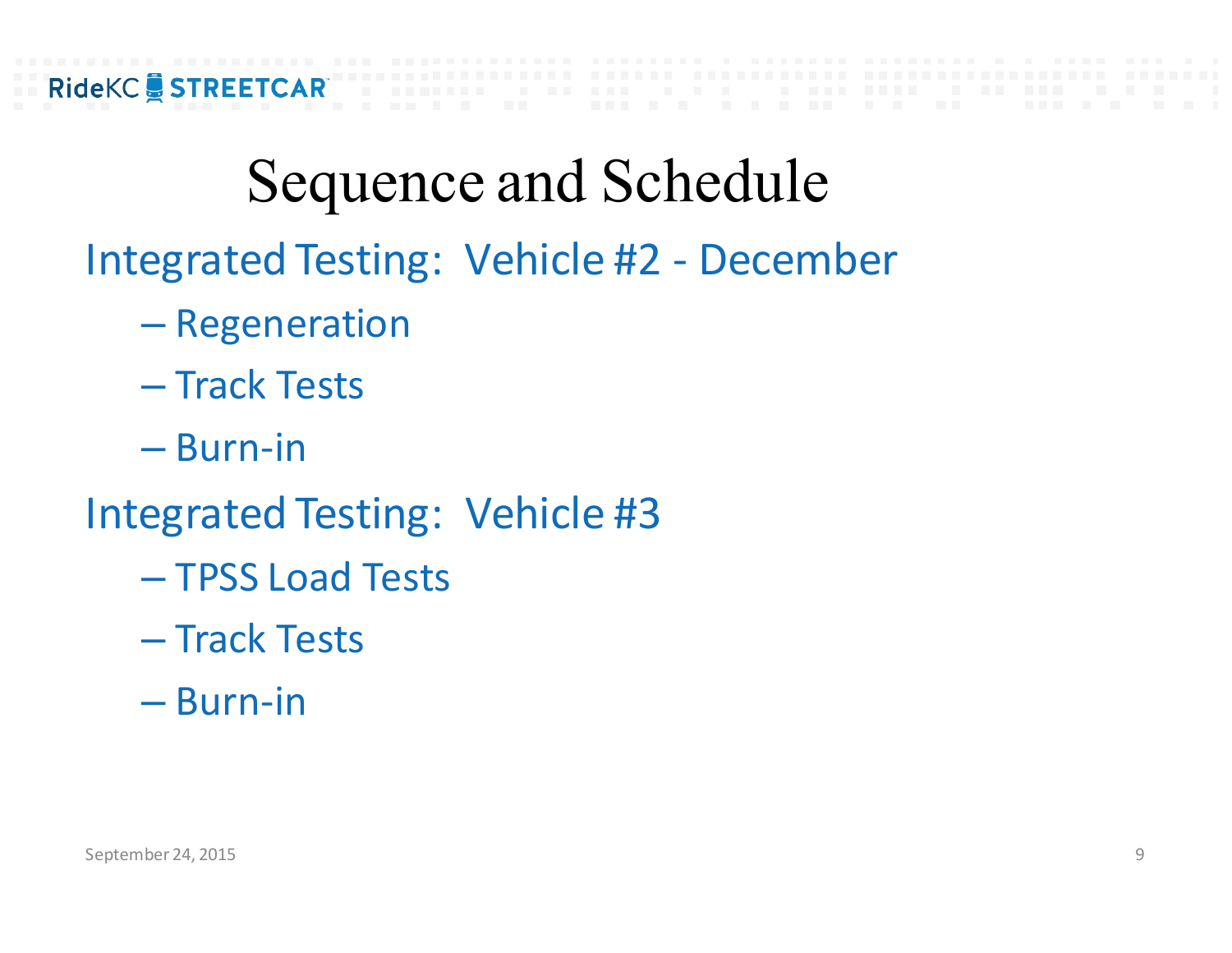# Sequence and Schedule

Integrated Testing: Vehicle #2 - December

- Regeneration
- Track Tests
- Burn-in

Integrated Testing: Vehicle #3

- TPSS Load Tests
- Track Tests
- Burn-in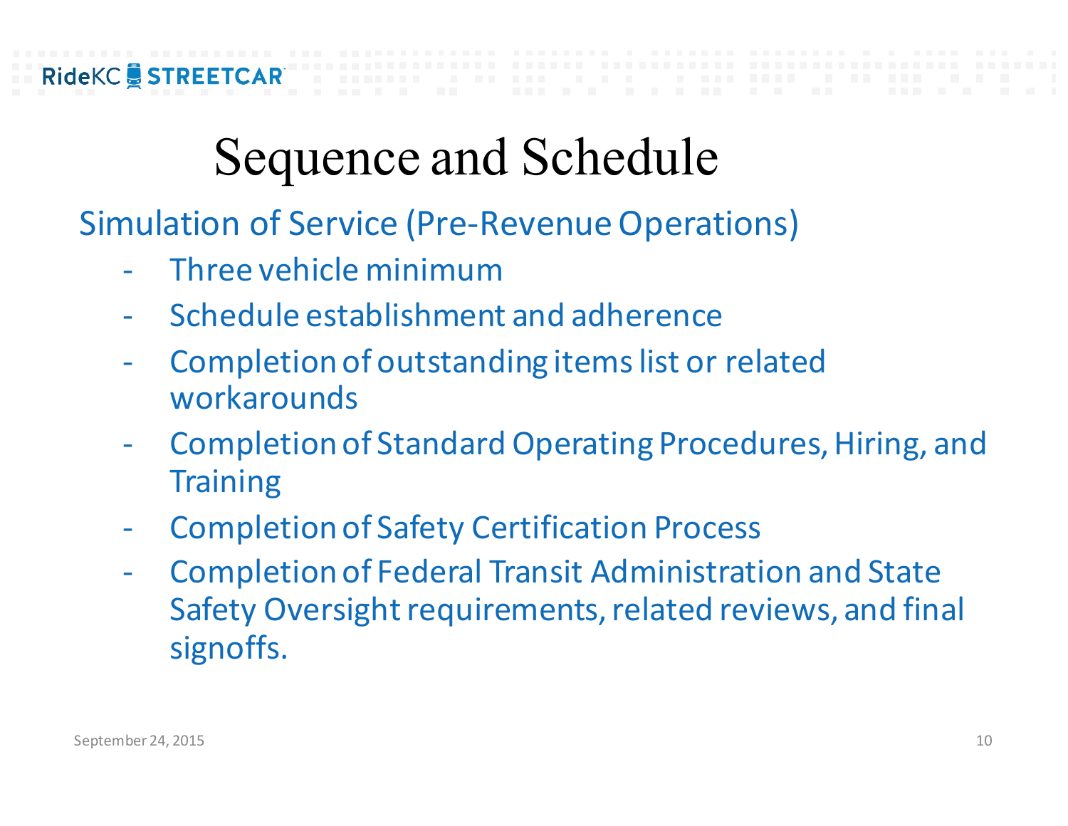# Sequence and Schedule

## Simulation of Service (Pre-Revenue Operations)

- Three vehicle minimum
- Schedule establishment and adherence
- Completion of outstanding items list or related workarounds
- Completion of Standard Operating Procedures, Hiring, and Training
- Completion of Safety Certification Process
- Completion of Federal Transit Administration and State Safety Oversight requirements, related reviews, and final signoffs.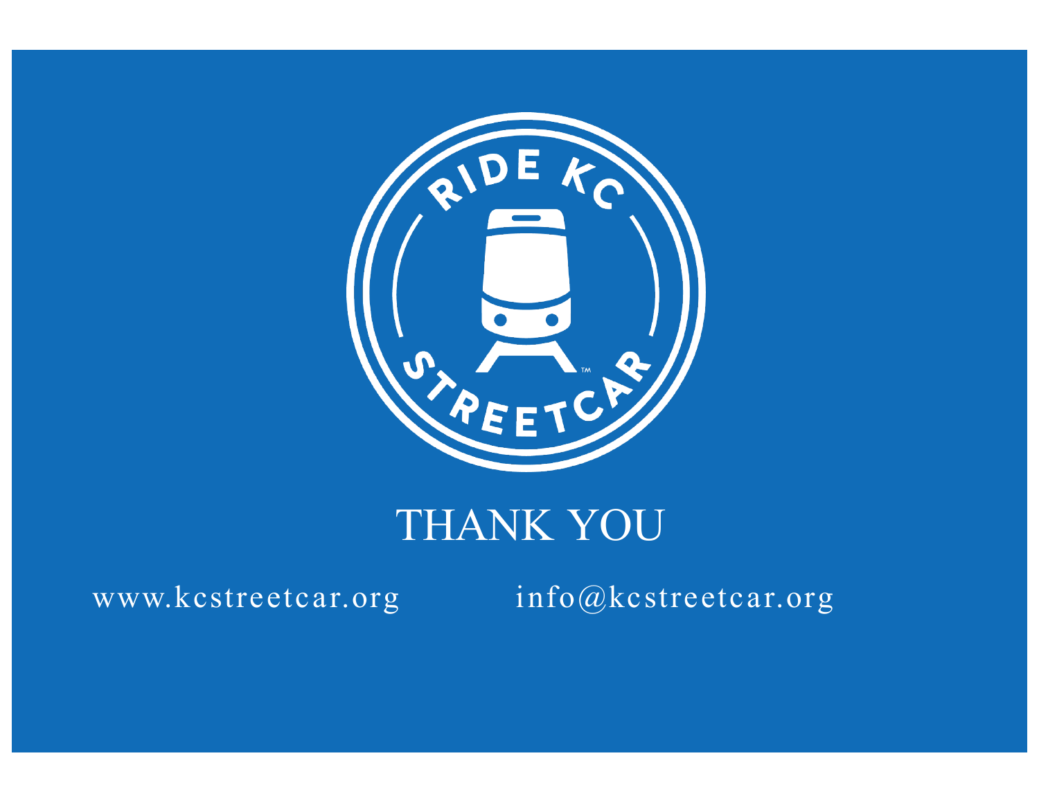RIDE KC STREETCAR™

# THANK YOU

www.kcstreetcar.org info@kcstreetcar.org